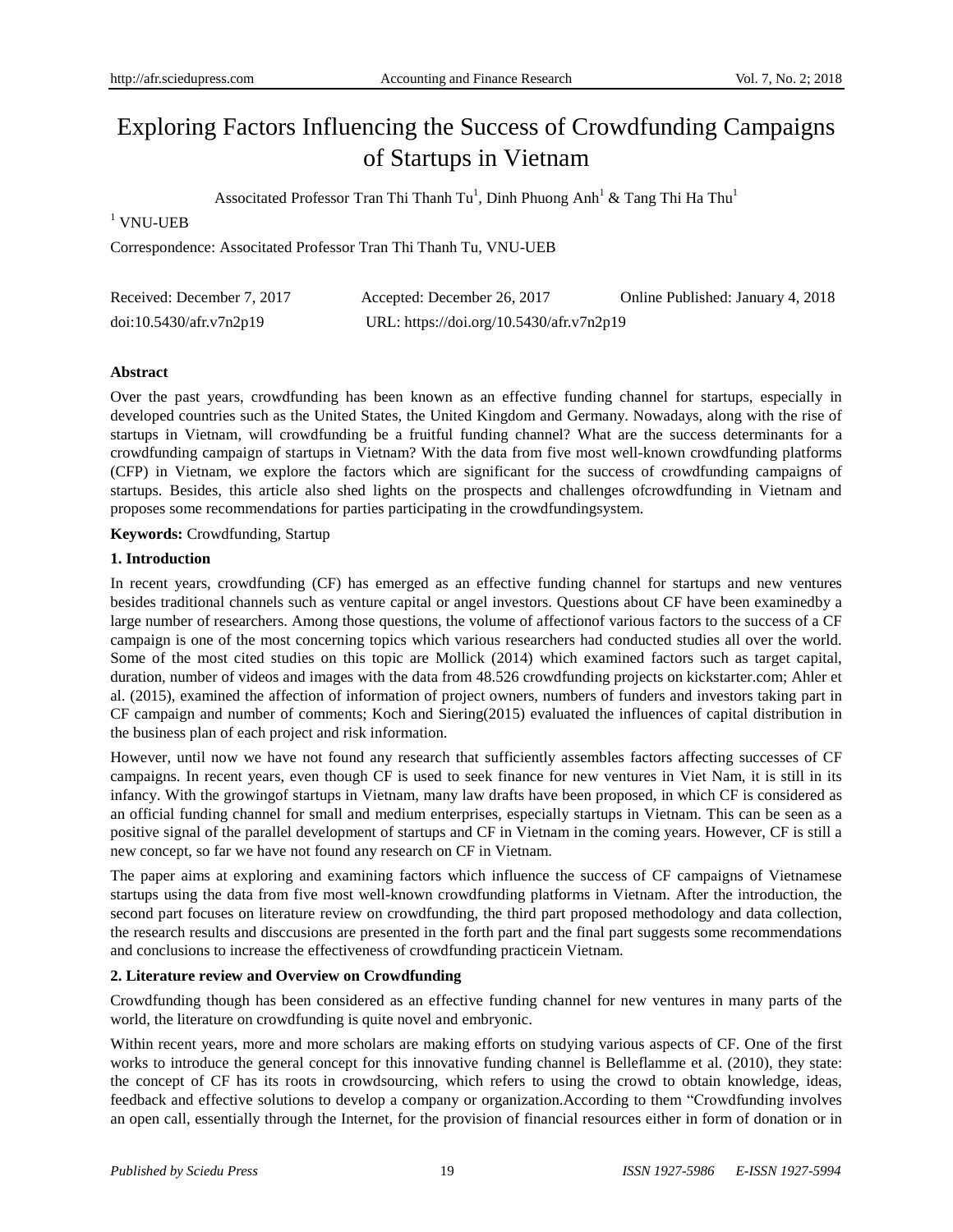# Exploring Factors Influencing the Success of Crowdfunding Campaigns of Startups in Vietnam

Associtated Professor Tran Thi Thanh Tu[1], Dinh Phuong Anh[1] & Tang Thi Ha Thu[1]

[1] VNU-UEB

Correspondence: Associtated Professor Tran Thi Thanh Tu, VNU-UEB

Received: December 7, 2017 Accepted: December 26, 2017 Online Published: January 4, 2018

doi:10.5430/afr.v7n2p19 URL: https://doi.org/10.5430/afr.v7n2p19

**Abstract**

Over the past years, crowdfunding has been known as an effective funding channel for startups, especially in developed countries such as the United States, the United Kingdom and Germany. Nowadays, along with the rise of startups in Vietnam, will crowdfunding be a fruitful funding channel? What are the success determinants for a crowdfunding campaign of startups in Vietnam? With the data from five most well-known crowdfunding platforms (CFP) in Vietnam, we explore the factors which are significant for the success of crowdfunding campaigns of startups. Besides, this article also shed lights on the prospects and challenges ofcrowdfunding in Vietnam and proposes some recommendations for parties participating in the crowdfundingsystem.

**Keywords:** Crowdfunding, Startup

## 1. Introduction

In recent years, crowdfunding (CF) has emerged as an effective funding channel for startups and new ventures besides traditional channels such as venture capital or angel investors. Questions about CF have been examinedby a large number of researchers. Among those questions, the volume of affectionof various factors to the success of a CF campaign is one of the most concerning topics which various researchers had conducted studies all over the world. Some of the most cited studies on this topic are Mollick (2014) which examined factors such as target capital, duration, number of videos and images with the data from 48.526 crowdfunding projects on kickstarter.com; Ahler et al. (2015), examined the affection of information of project owners, numbers of funders and investors taking part in CF campaign and number of comments; Koch and Siering(2015) evaluated the influences of capital distribution in the business plan of each project and risk information.

However, until now we have not found any research that sufficiently assembles factors affecting successes of CF campaigns. In recent years, even though CF is used to seek finance for new ventures in Viet Nam, it is still in its infancy. With the growingof startups in Vietnam, many law drafts have been proposed, in which CF is considered as an official funding channel for small and medium enterprises, especially startups in Vietnam. This can be seen as a positive signal of the parallel development of startups and CF in Vietnam in the coming years. However, CF is still a new concept, so far we have not found any research on CF in Vietnam.

The paper aims at exploring and examining factors which influence the success of CF campaigns of Vietnamese startups using the data from five most well-known crowdfunding platforms in Vietnam. After the introduction, the second part focuses on literature review on crowdfunding, the third part proposed methodology and data collection, the research results and disccusions are presented in the forth part and the final part suggests some recommendations and conclusions to increase the effectiveness of crowdfunding practicein Vietnam.

## 2. Literature review and Overview on Crowdfunding

Crowdfunding though has been considered as an effective funding channel for new ventures in many parts of the world, the literature on crowdfunding is quite novel and embryonic.

Within recent years, more and more scholars are making efforts on studying various aspects of CF. One of the first works to introduce the general concept for this innovative funding channel is Belleflamme et al. (2010), they state: the concept of CF has its roots in crowdsourcing, which refers to using the crowd to obtain knowledge, ideas, feedback and effective solutions to develop a company or organization.According to them "Crowdfunding involves an open call, essentially through the Internet, for the provision of financial resources either in form of donation or in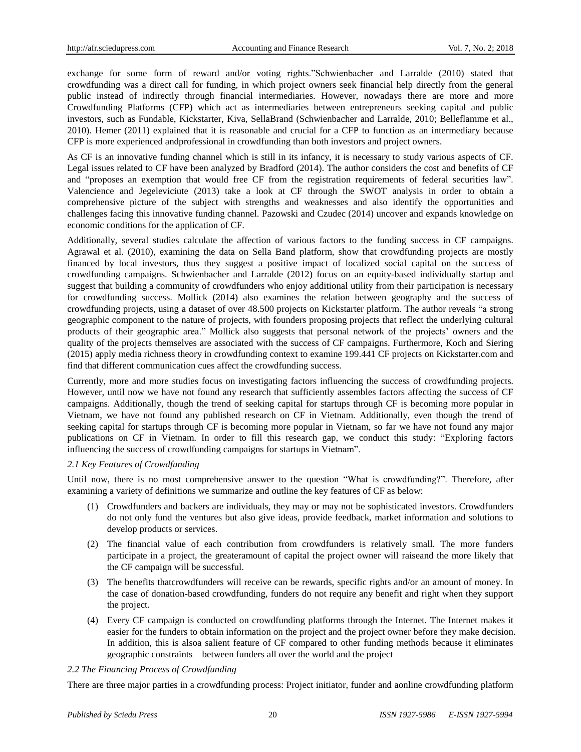exchange for some form of reward and/or voting rights."Schwienbacher and Larralde (2010) stated that crowdfunding was a direct call for funding, in which project owners seek financial help directly from the general public instead of indirectly through financial intermediaries. However, nowadays there are more and more Crowdfunding Platforms (CFP) which act as intermediaries between entrepreneurs seeking capital and public investors, such as Fundable, Kickstarter, Kiva, SellaBrand (Schwienbacher and Larralde, 2010; Belleflamme et al., 2010). Hemer (2011) explained that it is reasonable and crucial for a CFP to function as an intermediary because CFP is more experienced andprofessional in crowdfunding than both investors and project owners.

As CF is an innovative funding channel which is still in its infancy, it is necessary to study various aspects of CF. Legal issues related to CF have been analyzed by Bradford (2014). The author considers the cost and benefits of CF and "proposes an exemption that would free CF from the registration requirements of federal securities law". Valencience and Jegeleviciute (2013) take a look at CF through the SWOT analysis in order to obtain a comprehensive picture of the subject with strengths and weaknesses and also identify the opportunities and challenges facing this innovative funding channel. Pazowski and Czudec (2014) uncover and expands knowledge on economic conditions for the application of CF.

Additionally, several studies calculate the affection of various factors to the funding success in CF campaigns. Agrawal et al. (2010), examining the data on Sella Band platform, show that crowdfunding projects are mostly financed by local investors, thus they suggest a positive impact of localized social capital on the success of crowdfunding campaigns. Schwienbacher and Larralde (2012) focus on an equity-based individually startup and suggest that building a community of crowdfunders who enjoy additional utility from their participation is necessary for crowdfunding success. Mollick (2014) also examines the relation between geography and the success of crowdfunding projects, using a dataset of over 48.500 projects on Kickstarter platform. The author reveals "a strong geographic component to the nature of projects, with founders proposing projects that reflect the underlying cultural products of their geographic area." Mollick also suggests that personal network of the projects' owners and the quality of the projects themselves are associated with the success of CF campaigns. Furthermore, Koch and Siering (2015) apply media richness theory in crowdfunding context to examine 199.441 CF projects on Kickstarter.com and find that different communication cues affect the crowdfunding success.

Currently, more and more studies focus on investigating factors influencing the success of crowdfunding projects. However, until now we have not found any research that sufficiently assembles factors affecting the success of CF campaigns. Additionally, though the trend of seeking capital for startups through CF is becoming more popular in Vietnam, we have not found any published research on CF in Vietnam. Additionally, even though the trend of seeking capital for startups through CF is becoming more popular in Vietnam, so far we have not found any major publications on CF in Vietnam. In order to fill this research gap, we conduct this study: "Exploring factors influencing the success of crowdfunding campaigns for startups in Vietnam".

### *2.1 Key Features of Crowdfunding*

Until now, there is no most comprehensive answer to the question "What is crowdfunding?". Therefore, after examining a variety of definitions we summarize and outline the key features of CF as below:

(1) Crowdfunders and backers are individuals, they may or may not be sophisticated investors. Crowdfunders do not only fund the ventures but also give ideas, provide feedback, market information and solutions to develop products or services.

(2) The financial value of each contribution from crowdfunders is relatively small. The more funders participate in a project, the greateramount of capital the project owner will raiseand the more likely that the CF campaign will be successful.

(3) The benefits thatcrowdfunders will receive can be rewards, specific rights and/or an amount of money. In the case of donation-based crowdfunding, funders do not require any benefit and right when they support the project.

(4) Every CF campaign is conducted on crowdfunding platforms through the Internet. The Internet makes it easier for the funders to obtain information on the project and the project owner before they make decision. In addition, this is alsoa salient feature of CF compared to other funding methods because it eliminates geographic constraints between funders all over the world and the project

### *2.2 The Financing Process of Crowdfunding*

There are three major parties in a crowdfunding process: Project initiator, funder and aonline crowdfunding platform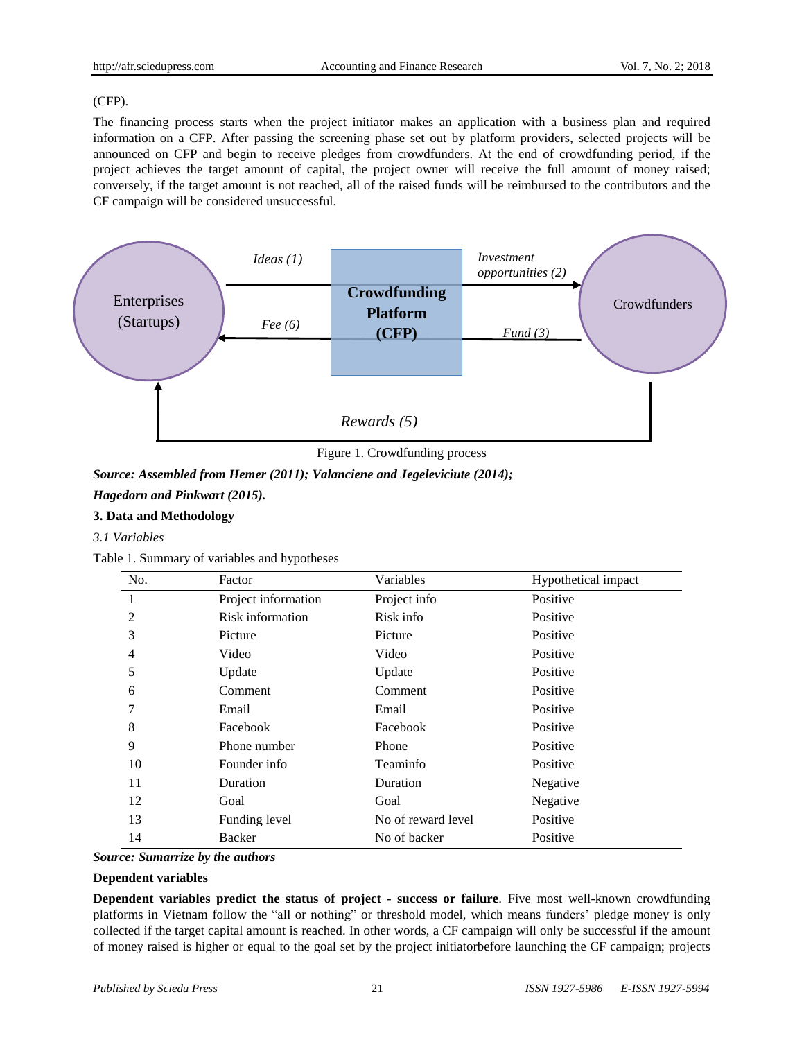(CFP).

The financing process starts when the project initiator makes an application with a business plan and required information on a CFP. After passing the screening phase set out by platform providers, selected projects will be announced on CFP and begin to receive pledges from crowdfunders. At the end of crowdfunding period, if the project achieves the target amount of capital, the project owner will receive the full amount of money raised; conversely, if the target amount is not reached, all of the raised funds will be reimbursed to the contributors and the CF campaign will be considered unsuccessful.

Figure 1. Crowdfunding process

***Source: Assembled from Hemer (2011); Valanciene and Jegeleviciute (2014); Hagedorn and Pinkwart (2015).***

## 3. Data and Methodology

### *3.1 Variables*

Table 1. Summary of variables and hypotheses

| No. | Factor | Variables | Hypothetical impact |
|---|---|---|---|
| 1 | Project information | Project info | Positive |
| 2 | Risk information | Risk info | Positive |
| 3 | Picture | Picture | Positive |
| 4 | Video | Video | Positive |
| 5 | Update | Update | Positive |
| 6 | Comment | Comment | Positive |
| 7 | Email | Email | Positive |
| 8 | Facebook | Facebook | Positive |
| 9 | Phone number | Phone | Positive |
| 10 | Founder info | Teaminfo | Positive |
| 11 | Duration | Duration | Negative |
| 12 | Goal | Goal | Negative |
| 13 | Funding level | No of reward level | Positive |
| 14 | Backer | No of backer | Positive |

***Source: Sumarrize by the authors***

**Dependent variables**

**Dependent variables predict the status of project - success or failure**. Five most well-known crowdfunding platforms in Vietnam follow the "all or nothing" or threshold model, which means funders' pledge money is only collected if the target capital amount is reached. In other words, a CF campaign will only be successful if the amount of money raised is higher or equal to the goal set by the project initiatorbefore launching the CF campaign; projects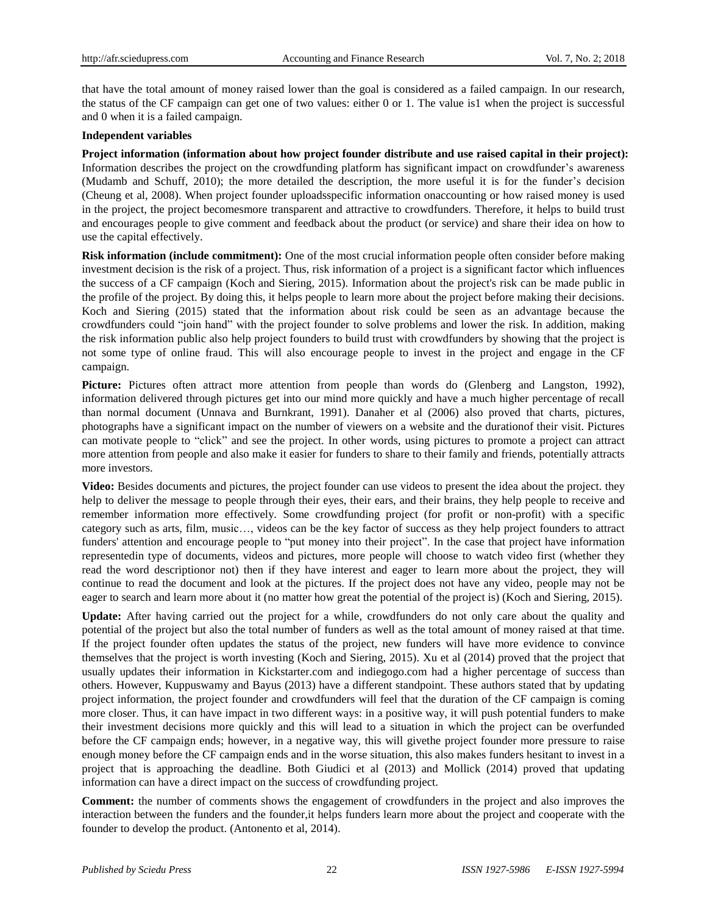that have the total amount of money raised lower than the goal is considered as a failed campaign. In our research, the status of the CF campaign can get one of two values: either 0 or 1. The value is1 when the project is successful and 0 when it is a failed campaign.

**Independent variables**

**Project information (information about how project founder distribute and use raised capital in their project):** Information describes the project on the crowdfunding platform has significant impact on crowdfunder's awareness (Mudamb and Schuff, 2010); the more detailed the description, the more useful it is for the funder's decision (Cheung et al, 2008). When project founder uploadsspecific information onaccounting or how raised money is used in the project, the project becomesmore transparent and attractive to crowdfunders. Therefore, it helps to build trust and encourages people to give comment and feedback about the product (or service) and share their idea on how to use the capital effectively.

**Risk information (include commitment):** One of the most crucial information people often consider before making investment decision is the risk of a project. Thus, risk information of a project is a significant factor which influences the success of a CF campaign (Koch and Siering, 2015). Information about the project's risk can be made public in the profile of the project. By doing this, it helps people to learn more about the project before making their decisions. Koch and Siering (2015) stated that the information about risk could be seen as an advantage because the crowdfunders could "join hand" with the project founder to solve problems and lower the risk. In addition, making the risk information public also help project founders to build trust with crowdfunders by showing that the project is not some type of online fraud. This will also encourage people to invest in the project and engage in the CF campaign.

**Picture:** Pictures often attract more attention from people than words do (Glenberg and Langston, 1992), information delivered through pictures get into our mind more quickly and have a much higher percentage of recall than normal document (Unnava and Burnkrant, 1991). Danaher et al (2006) also proved that charts, pictures, photographs have a significant impact on the number of viewers on a website and the durationof their visit. Pictures can motivate people to "click" and see the project. In other words, using pictures to promote a project can attract more attention from people and also make it easier for funders to share to their family and friends, potentially attracts more investors.

**Video:** Besides documents and pictures, the project founder can use videos to present the idea about the project. they help to deliver the message to people through their eyes, their ears, and their brains, they help people to receive and remember information more effectively. Some crowdfunding project (for profit or non-profit) with a specific category such as arts, film, music…, videos can be the key factor of success as they help project founders to attract funders' attention and encourage people to "put money into their project". In the case that project have information representedin type of documents, videos and pictures, more people will choose to watch video first (whether they read the word descriptionor not) then if they have interest and eager to learn more about the project, they will continue to read the document and look at the pictures. If the project does not have any video, people may not be eager to search and learn more about it (no matter how great the potential of the project is) (Koch and Siering, 2015).

**Update:** After having carried out the project for a while, crowdfunders do not only care about the quality and potential of the project but also the total number of funders as well as the total amount of money raised at that time. If the project founder often updates the status of the project, new funders will have more evidence to convince themselves that the project is worth investing (Koch and Siering, 2015). Xu et al (2014) proved that the project that usually updates their information in Kickstarter.com and indiegogo.com had a higher percentage of success than others. However, Kuppuswamy and Bayus (2013) have a different standpoint. These authors stated that by updating project information, the project founder and crowdfunders will feel that the duration of the CF campaign is coming more closer. Thus, it can have impact in two different ways: in a positive way, it will push potential funders to make their investment decisions more quickly and this will lead to a situation in which the project can be overfunded before the CF campaign ends; however, in a negative way, this will givethe project founder more pressure to raise enough money before the CF campaign ends and in the worse situation, this also makes funders hesitant to invest in a project that is approaching the deadline. Both Giudici et al (2013) and Mollick (2014) proved that updating information can have a direct impact on the success of crowdfunding project.

**Comment:** the number of comments shows the engagement of crowdfunders in the project and also improves the interaction between the funders and the founder,it helps funders learn more about the project and cooperate with the founder to develop the product. (Antonento et al, 2014).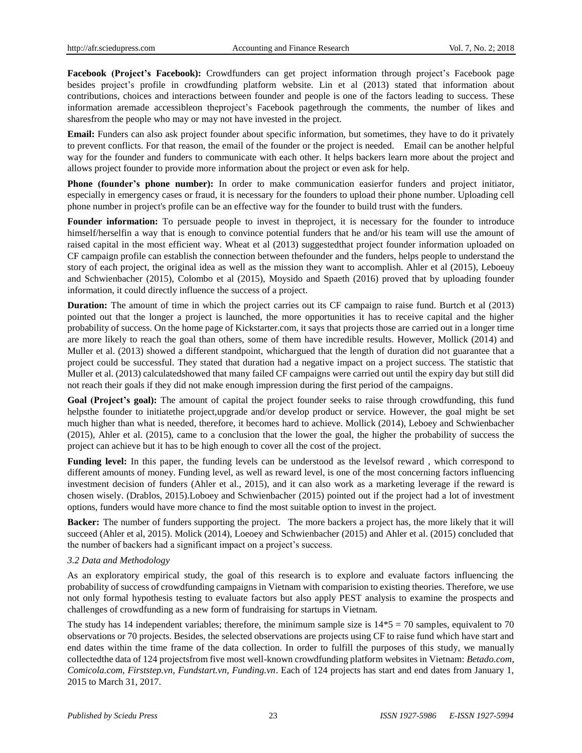**Facebook (Project's Facebook):** Crowdfunders can get project information through project's Facebook page besides project's profile in crowdfunding platform website. Lin et al (2013) stated that information about contributions, choices and interactions between founder and people is one of the factors leading to success. These information aremade accessibleon theproject's Facebook pagethrough the comments, the number of likes and sharesfrom the people who may or may not have invested in the project.

**Email:** Funders can also ask project founder about specific information, but sometimes, they have to do it privately to prevent conflicts. For that reason, the email of the founder or the project is needed. Email can be another helpful way for the founder and funders to communicate with each other. It helps backers learn more about the project and allows project founder to provide more information about the project or even ask for help.

**Phone (founder's phone number):** In order to make communication easierfor funders and project initiator, especially in emergency cases or fraud, it is necessary for the founders to upload their phone number. Uploading cell phone number in project's profile can be an effective way for the founder to build trust with the funders.

**Founder information:** To persuade people to invest in theproject, it is necessary for the founder to introduce himself/herselfin a way that is enough to convince potential funders that he and/or his team will use the amount of raised capital in the most efficient way. Wheat et al (2013) suggestedthat project founder information uploaded on CF campaign profile can establish the connection between thefounder and the funders, helps people to understand the story of each project, the original idea as well as the mission they want to accomplish. Ahler et al (2015), Leboeuy and Schwienbacher (2015), Colombo et al (2015), Moysido and Spaeth (2016) proved that by uploading founder information, it could directly influence the success of a project.

**Duration:** The amount of time in which the project carries out its CF campaign to raise fund. Burtch et al (2013) pointed out that the longer a project is launched, the more opportunities it has to receive capital and the higher probability of success. On the home page of Kickstarter.com, it says that projects those are carried out in a longer time are more likely to reach the goal than others, some of them have incredible results. However, Mollick (2014) and Muller et al. (2013) showed a different standpoint, whichargued that the length of duration did not guarantee that a project could be successful. They stated that duration had a negative impact on a project success. The statistic that Muller et al. (2013) calculatedshowed that many failed CF campaigns were carried out until the expiry day but still did not reach their goals if they did not make enough impression during the first period of the campaigns.

**Goal (Project's goal):** The amount of capital the project founder seeks to raise through crowdfunding, this fund helpsthe founder to initiatethe project,upgrade and/or develop product or service. However, the goal might be set much higher than what is needed, therefore, it becomes hard to achieve. Mollick (2014), Leboey and Schwienbacher (2015), Ahler et al. (2015), came to a conclusion that the lower the goal, the higher the probability of success the project can achieve but it has to be high enough to cover all the cost of the project.

**Funding level:** In this paper, the funding levels can be understood as the levelsof reward , which correspond to different amounts of money. Funding level, as well as reward level, is one of the most concerning factors influencing investment decision of funders (Ahler et al., 2015), and it can also work as a marketing leverage if the reward is chosen wisely. (Drablos, 2015).Loboey and Schwienbacher (2015) pointed out if the project had a lot of investment options, funders would have more chance to find the most suitable option to invest in the project.

**Backer:** The number of funders supporting the project. The more backers a project has, the more likely that it will succeed (Ahler et al, 2015). Molick (2014), Loeoey and Schwienbacher (2015) and Ahler et al. (2015) concluded that the number of backers had a significant impact on a project's success.

### *3.2 Data and Methodology*

As an exploratory empirical study, the goal of this research is to explore and evaluate factors influencing the probability of success of crowdfunding campaigns in Vietnam with comparision to existing theories. Therefore, we use not only formal hypothesis testing to evaluate factors but also apply PEST analysis to examine the prospects and challenges of crowdfunding as a new form of fundraising for startups in Vietnam.

The study has 14 independent variables; therefore, the minimum sample size is $14*5 = 70$ samples, equivalent to 70 observations or 70 projects. Besides, the selected observations are projects using CF to raise fund which have start and end dates within the time frame of the data collection. In order to fulfill the purposes of this study, we manually collectedthe data of 124 projectsfrom five most well-known crowdfunding platform websites in Vietnam: *Betado.com, Comicola.com, Firststep.vn, Fundstart.vn, Funding.vn*. Each of 124 projects has start and end dates from January 1, 2015 to March 31, 2017.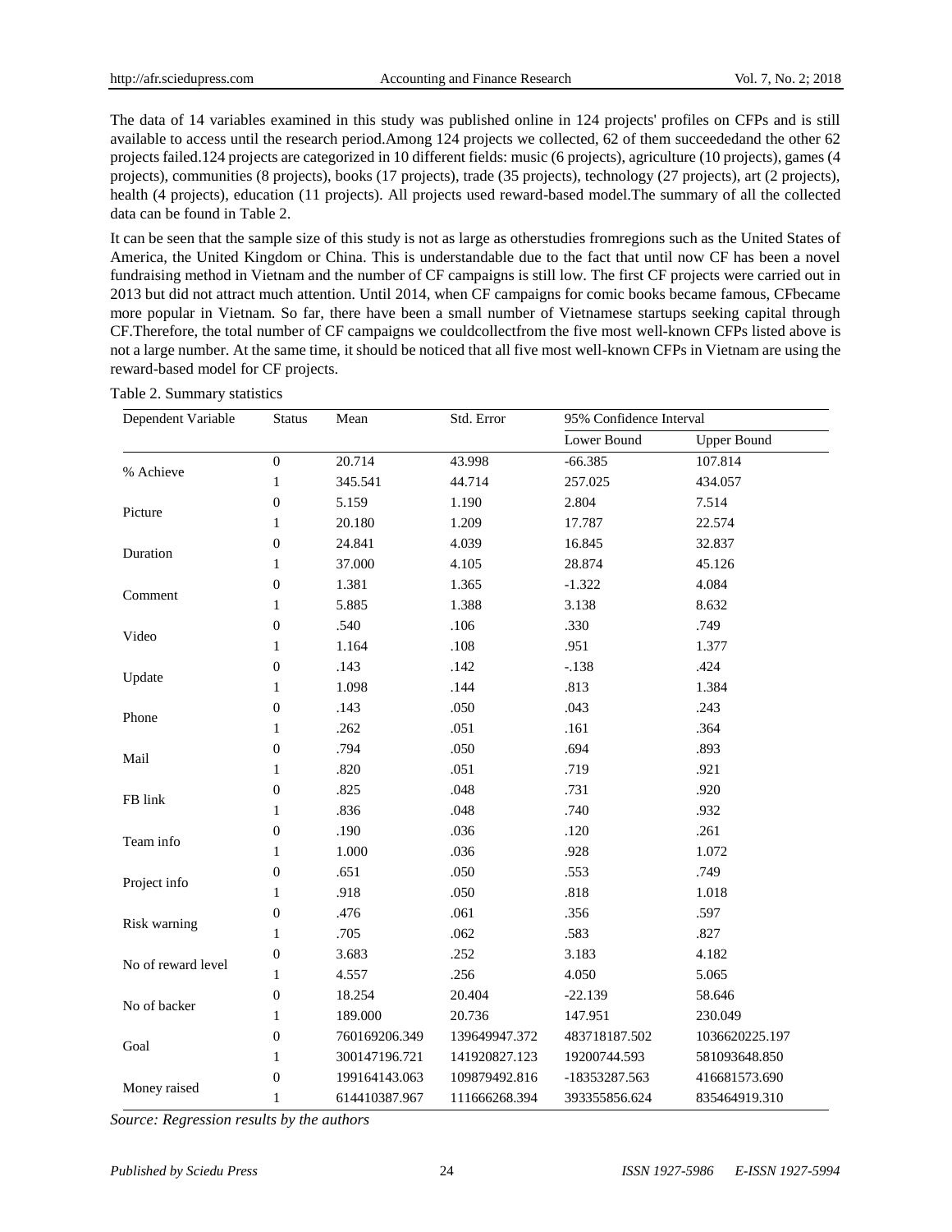The data of 14 variables examined in this study was published online in 124 projects' profiles on CFPs and is still available to access until the research period.Among 124 projects we collected, 62 of them succeededand the other 62 projects failed.124 projects are categorized in 10 different fields: music (6 projects), agriculture (10 projects), games (4 projects), communities (8 projects), books (17 projects), trade (35 projects), technology (27 projects), art (2 projects), health (4 projects), education (11 projects). All projects used reward-based model.The summary of all the collected data can be found in Table 2.

It can be seen that the sample size of this study is not as large as otherstudies fromregions such as the United States of America, the United Kingdom or China. This is understandable due to the fact that until now CF has been a novel fundraising method in Vietnam and the number of CF campaigns is still low. The first CF projects were carried out in 2013 but did not attract much attention. Until 2014, when CF campaigns for comic books became famous, CFbecame more popular in Vietnam. So far, there have been a small number of Vietnamese startups seeking capital through CF.Therefore, the total number of CF campaigns we couldcollectfrom the five most well-known CFPs listed above is not a large number. At the same time, it should be noticed that all five most well-known CFPs in Vietnam are using the reward-based model for CF projects.

Table 2. Summary statistics

| Dependent Variable | Status | Mean | Std. Error | 95% Confidence Interval | |
|---|---|---|---|---|---|
| | | | | Lower Bound | Upper Bound |
| % Achieve | 0 | 20.714 | 43.998 | -66.385 | 107.814 |
| | 1 | 345.541 | 44.714 | 257.025 | 434.057 |
| Picture | 0 | 5.159 | 1.190 | 2.804 | 7.514 |
| | 1 | 20.180 | 1.209 | 17.787 | 22.574 |
| Duration | 0 | 24.841 | 4.039 | 16.845 | 32.837 |
| | 1 | 37.000 | 4.105 | 28.874 | 45.126 |
| Comment | 0 | 1.381 | 1.365 | -1.322 | 4.084 |
| | 1 | 5.885 | 1.388 | 3.138 | 8.632 |
| Video | 0 | .540 | .106 | .330 | .749 |
| | 1 | 1.164 | .108 | .951 | 1.377 |
| Update | 0 | .143 | .142 | -.138 | .424 |
| | 1 | 1.098 | .144 | .813 | 1.384 |
| Phone | 0 | .143 | .050 | .043 | .243 |
| | 1 | .262 | .051 | .161 | .364 |
| Mail | 0 | .794 | .050 | .694 | .893 |
| | 1 | .820 | .051 | .719 | .921 |
| FB link | 0 | .825 | .048 | .731 | .920 |
| | 1 | .836 | .048 | .740 | .932 |
| Team info | 0 | .190 | .036 | .120 | .261 |
| | 1 | 1.000 | .036 | .928 | 1.072 |
| Project info | 0 | .651 | .050 | .553 | .749 |
| | 1 | .918 | .050 | .818 | 1.018 |
| Risk warning | 0 | .476 | .061 | .356 | .597 |
| | 1 | .705 | .062 | .583 | .827 |
| No of reward level | 0 | 3.683 | .252 | 3.183 | 4.182 |
| | 1 | 4.557 | .256 | 4.050 | 5.065 |
| No of backer | 0 | 18.254 | 20.404 | -22.139 | 58.646 |
| | 1 | 189.000 | 20.736 | 147.951 | 230.049 |
| Goal | 0 | 760169206.349 | 139649947.372 | 483718187.502 | 1036620225.197 |
| | 1 | 300147196.721 | 141920827.123 | 19200744.593 | 581093648.850 |
| Money raised | 0 | 199164143.063 | 109879492.816 | -18353287.563 | 416681573.690 |
| | 1 | 614410387.967 | 111666268.394 | 393355856.624 | 835464919.310 |

*Source: Regression results by the authors*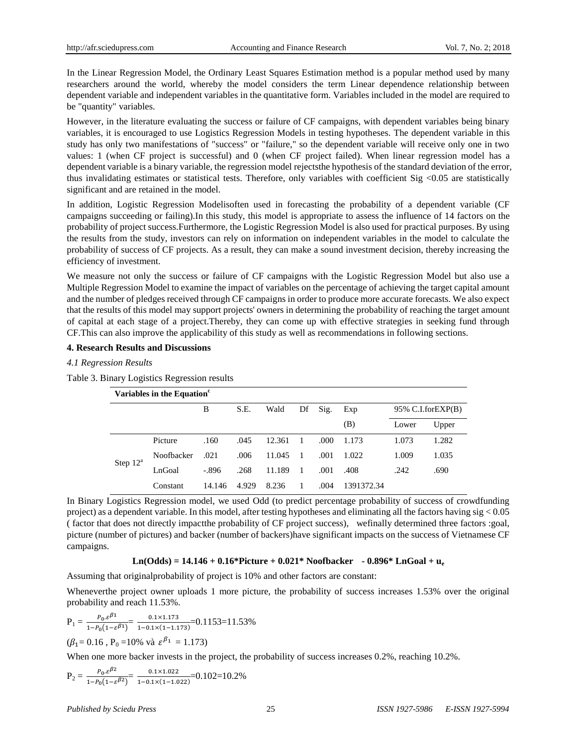In the Linear Regression Model, the Ordinary Least Squares Estimation method is a popular method used by many researchers around the world, whereby the model considers the term Linear dependence relationship between dependent variable and independent variables in the quantitative form. Variables included in the model are required to be "quantity" variables.

However, in the literature evaluating the success or failure of CF campaigns, with dependent variables being binary variables, it is encouraged to use Logistics Regression Models in testing hypotheses. The dependent variable in this study has only two manifestations of "success" or "failure," so the dependent variable will receive only one in two values: 1 (when CF project is successful) and 0 (when CF project failed). When linear regression model has a dependent variable is a binary variable, the regression model rejectsthe hypothesis of the standard deviation of the error, thus invalidating estimates or statistical tests. Therefore, only variables with coefficient Sig <0.05 are statistically significant and are retained in the model.

In addition, Logistic Regression Modelisoften used in forecasting the probability of a dependent variable (CF campaigns succeeding or failing).In this study, this model is appropriate to assess the influence of 14 factors on the probability of project success.Furthermore, the Logistic Regression Model is also used for practical purposes. By using the results from the study, investors can rely on information on independent variables in the model to calculate the probability of success of CF projects. As a result, they can make a sound investment decision, thereby increasing the efficiency of investment.

We measure not only the success or failure of CF campaigns with the Logistic Regression Model but also use a Multiple Regression Model to examine the impact of variables on the percentage of achieving the target capital amount and the number of pledges received through CF campaigns in order to produce more accurate forecasts. We also expect that the results of this model may support projects' owners in determining the probability of reaching the target amount of capital at each stage of a project.Thereby, they can come up with effective strategies in seeking fund through CF.This can also improve the applicability of this study as well as recommendations in following sections.

## 4. Research Results and Discussions

### *4.1 Regression Results*

Table 3. Binary Logistics Regression results

| Variables in the Equation[c] | | | | | | | | | |
|---|---|---|---|---|---|---|---|---|---|
| | | B | S.E. | Wald | Df | Sig. | Exp (B) | 95% C.I.forEXP(B) | |
| | | | | | | | | Lower | Upper |
| Step 12[a] | Picture | .160 | .045 | 12.361 | 1 | .000 | 1.173 | 1.073 | 1.282 |
| | Noofbacker | .021 | .006 | 11.045 | 1 | .001 | 1.022 | 1.009 | 1.035 |
| | LnGoal | -.896 | .268 | 11.189 | 1 | .001 | .408 | .242 | .690 |
| | Constant | 14.146 | 4.929 | 8.236 | 1 | .004 | 1391372.34 | | |

In Binary Logistics Regression model, we used Odd (to predict percentage probability of success of crowdfunding project) as a dependent variable. In this model, after testing hypotheses and eliminating all the factors having sig < 0.05 ( factor that does not directly impactthe probability of CF project success), wefinally determined three factors :goal, picture (number of pictures) and backer (number of backers)have significant impacts on the success of Vietnamese CF campaigns.

$$\textbf{Ln(Odds) = 14.146 + 0.16*Picture + 0.021* Noofbacker - 0.896* LnGoal} + u_e$$

Assuming that originalprobability of project is 10% and other factors are constant:

Wheneverthe project owner uploads 1 more picture, the probability of success increases 1.53% over the original probability and reach 11.53%.

$$P_1 = \frac{P_0.\varepsilon^{\beta 1}}{1-P_0(1-\varepsilon^{\beta 1})} = \frac{0.1\times 1.173}{1-0.1\times(1-1.173)} = 0.1153 = 11.53\%$$

($\beta_1$ = 0.16 , $P_0$ =10% và $\varepsilon^{\beta_1}$ = 1.173)

When one more backer invests in the project, the probability of success increases 0.2%, reaching 10.2%.

$$P_2 = \frac{P_0.\varepsilon^{\beta 2}}{1-P_0(1-\varepsilon^{\beta 2})} = \frac{0.1\times 1.022}{1-0.1\times(1-1.022)} = 0.102 = 10.2\%$$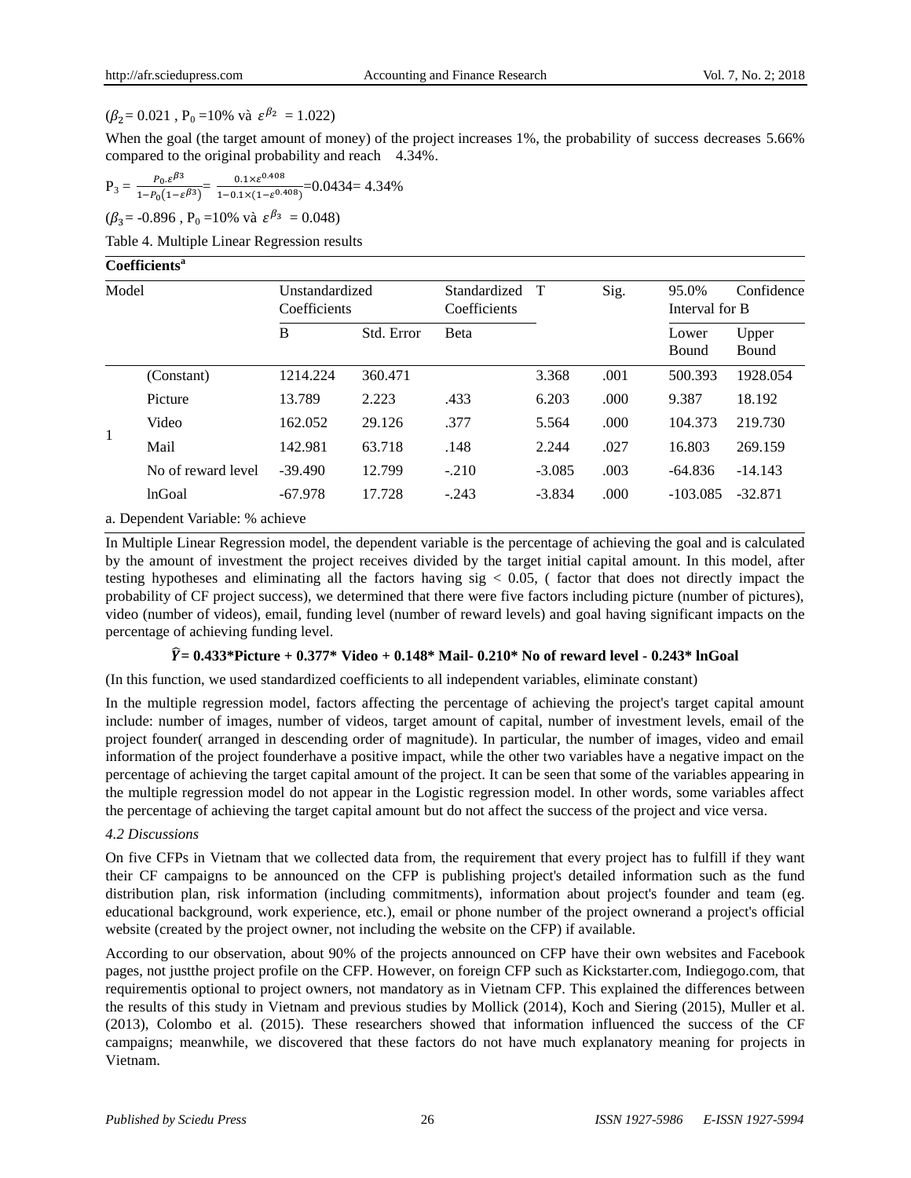($\beta_2$= 0.021 , $P_0$ =10% và $\varepsilon^{\beta_2}$ = 1.022)

When the goal (the target amount of money) of the project increases 1%, the probability of success decreases 5.66% compared to the original probability and reach 4.34%.

$P_3 = \frac{P_0.\varepsilon^{\beta 3}}{1-P_0(1-\varepsilon^{\beta 3})} = \frac{0.1\times\varepsilon^{0.408}}{1-0.1\times(1-\varepsilon^{0.408})}$=0.0434= 4.34%

($\beta_3$= -0.896 , $P_0$ =10% và $\varepsilon^{\beta_3}$ = 0.048)

Table 4. Multiple Linear Regression results

**Coefficients[a]**

| Model | | Unstandardized Coefficients | | Standardized Coefficients | T | Sig. | 95.0% Confidence Interval for B | |
|---|---|---|---|---|---|---|---|---|
| | | B | Std. Error | Beta | | | Lower Bound | Upper Bound |
| 1 | (Constant) | 1214.224 | 360.471 | | 3.368 | .001 | 500.393 | 1928.054 |
| | Picture | 13.789 | 2.223 | .433 | 6.203 | .000 | 9.387 | 18.192 |
| | Video | 162.052 | 29.126 | .377 | 5.564 | .000 | 104.373 | 219.730 |
| | Mail | 142.981 | 63.718 | .148 | 2.244 | .027 | 16.803 | 269.159 |
| | No of reward level | -39.490 | 12.799 | -.210 | -3.085 | .003 | -64.836 | -14.143 |
| | lnGoal | -67.978 | 17.728 | -.243 | -3.834 | .000 | -103.085 | -32.871 |

a. Dependent Variable: % achieve

In Multiple Linear Regression model, the dependent variable is the percentage of achieving the goal and is calculated by the amount of investment the project receives divided by the target initial capital amount. In this model, after testing hypotheses and eliminating all the factors having sig < 0.05, ( factor that does not directly impact the probability of CF project success), we determined that there were five factors including picture (number of pictures), video (number of videos), email, funding level (number of reward levels) and goal having significant impacts on the percentage of achieving funding level.

$$\hat{Y} = 0.433*\text{Picture} + 0.377*\text{Video} + 0.148*\text{Mail} - 0.210*\text{No of reward level} - 0.243*\text{lnGoal}$$

(In this function, we used standardized coefficients to all independent variables, eliminate constant)

In the multiple regression model, factors affecting the percentage of achieving the project's target capital amount include: number of images, number of videos, target amount of capital, number of investment levels, email of the project founder( arranged in descending order of magnitude). In particular, the number of images, video and email information of the project founderhave a positive impact, while the other two variables have a negative impact on the percentage of achieving the target capital amount of the project. It can be seen that some of the variables appearing in the multiple regression model do not appear in the Logistic regression model. In other words, some variables affect the percentage of achieving the target capital amount but do not affect the success of the project and vice versa.

### *4.2 Discussions*

On five CFPs in Vietnam that we collected data from, the requirement that every project has to fulfill if they want their CF campaigns to be announced on the CFP is publishing project's detailed information such as the fund distribution plan, risk information (including commitments), information about project's founder and team (eg. educational background, work experience, etc.), email or phone number of the project ownerand a project's official website (created by the project owner, not including the website on the CFP) if available.

According to our observation, about 90% of the projects announced on CFP have their own websites and Facebook pages, not justthe project profile on the CFP. However, on foreign CFP such as Kickstarter.com, Indiegogo.com, that requirementis optional to project owners, not mandatory as in Vietnam CFP. This explained the differences between the results of this study in Vietnam and previous studies by Mollick (2014), Koch and Siering (2015), Muller et al. (2013), Colombo et al. (2015). These researchers showed that information influenced the success of the CF campaigns; meanwhile, we discovered that these factors do not have much explanatory meaning for projects in Vietnam.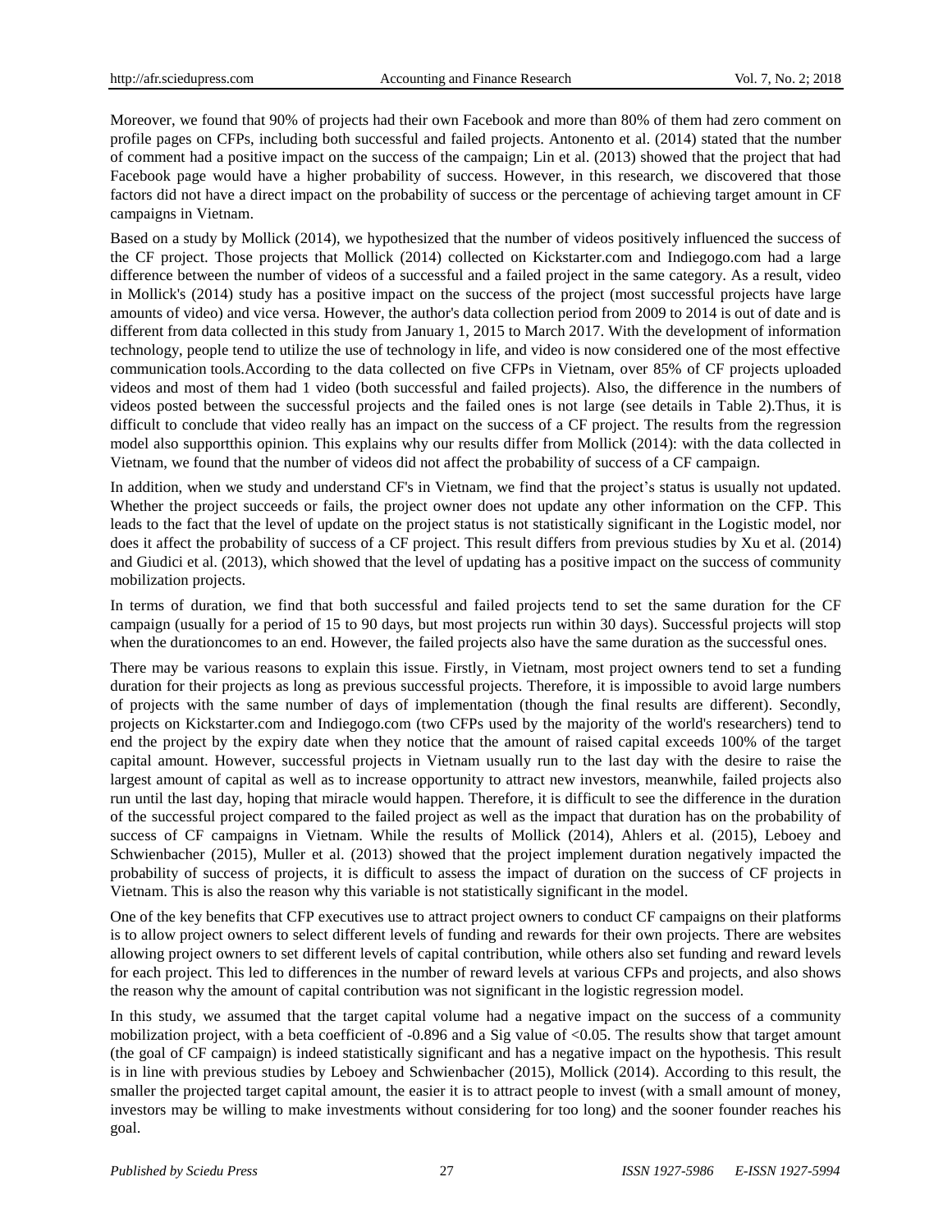Moreover, we found that 90% of projects had their own Facebook and more than 80% of them had zero comment on profile pages on CFPs, including both successful and failed projects. Antonento et al. (2014) stated that the number of comment had a positive impact on the success of the campaign; Lin et al. (2013) showed that the project that had Facebook page would have a higher probability of success. However, in this research, we discovered that those factors did not have a direct impact on the probability of success or the percentage of achieving target amount in CF campaigns in Vietnam.

Based on a study by Mollick (2014), we hypothesized that the number of videos positively influenced the success of the CF project. Those projects that Mollick (2014) collected on Kickstarter.com and Indiegogo.com had a large difference between the number of videos of a successful and a failed project in the same category. As a result, video in Mollick's (2014) study has a positive impact on the success of the project (most successful projects have large amounts of video) and vice versa. However, the author's data collection period from 2009 to 2014 is out of date and is different from data collected in this study from January 1, 2015 to March 2017. With the development of information technology, people tend to utilize the use of technology in life, and video is now considered one of the most effective communication tools.According to the data collected on five CFPs in Vietnam, over 85% of CF projects uploaded videos and most of them had 1 video (both successful and failed projects). Also, the difference in the numbers of videos posted between the successful projects and the failed ones is not large (see details in Table 2).Thus, it is difficult to conclude that video really has an impact on the success of a CF project. The results from the regression model also supportthis opinion. This explains why our results differ from Mollick (2014): with the data collected in Vietnam, we found that the number of videos did not affect the probability of success of a CF campaign.

In addition, when we study and understand CF's in Vietnam, we find that the project's status is usually not updated. Whether the project succeeds or fails, the project owner does not update any other information on the CFP. This leads to the fact that the level of update on the project status is not statistically significant in the Logistic model, nor does it affect the probability of success of a CF project. This result differs from previous studies by Xu et al. (2014) and Giudici et al. (2013), which showed that the level of updating has a positive impact on the success of community mobilization projects.

In terms of duration, we find that both successful and failed projects tend to set the same duration for the CF campaign (usually for a period of 15 to 90 days, but most projects run within 30 days). Successful projects will stop when the durationcomes to an end. However, the failed projects also have the same duration as the successful ones.

There may be various reasons to explain this issue. Firstly, in Vietnam, most project owners tend to set a funding duration for their projects as long as previous successful projects. Therefore, it is impossible to avoid large numbers of projects with the same number of days of implementation (though the final results are different). Secondly, projects on Kickstarter.com and Indiegogo.com (two CFPs used by the majority of the world's researchers) tend to end the project by the expiry date when they notice that the amount of raised capital exceeds 100% of the target capital amount. However, successful projects in Vietnam usually run to the last day with the desire to raise the largest amount of capital as well as to increase opportunity to attract new investors, meanwhile, failed projects also run until the last day, hoping that miracle would happen. Therefore, it is difficult to see the difference in the duration of the successful project compared to the failed project as well as the impact that duration has on the probability of success of CF campaigns in Vietnam. While the results of Mollick (2014), Ahlers et al. (2015), Leboey and Schwienbacher (2015), Muller et al. (2013) showed that the project implement duration negatively impacted the probability of success of projects, it is difficult to assess the impact of duration on the success of CF projects in Vietnam. This is also the reason why this variable is not statistically significant in the model.

One of the key benefits that CFP executives use to attract project owners to conduct CF campaigns on their platforms is to allow project owners to select different levels of funding and rewards for their own projects. There are websites allowing project owners to set different levels of capital contribution, while others also set funding and reward levels for each project. This led to differences in the number of reward levels at various CFPs and projects, and also shows the reason why the amount of capital contribution was not significant in the logistic regression model.

In this study, we assumed that the target capital volume had a negative impact on the success of a community mobilization project, with a beta coefficient of -0.896 and a Sig value of <0.05. The results show that target amount (the goal of CF campaign) is indeed statistically significant and has a negative impact on the hypothesis. This result is in line with previous studies by Leboey and Schwienbacher (2015), Mollick (2014). According to this result, the smaller the projected target capital amount, the easier it is to attract people to invest (with a small amount of money, investors may be willing to make investments without considering for too long) and the sooner founder reaches his goal.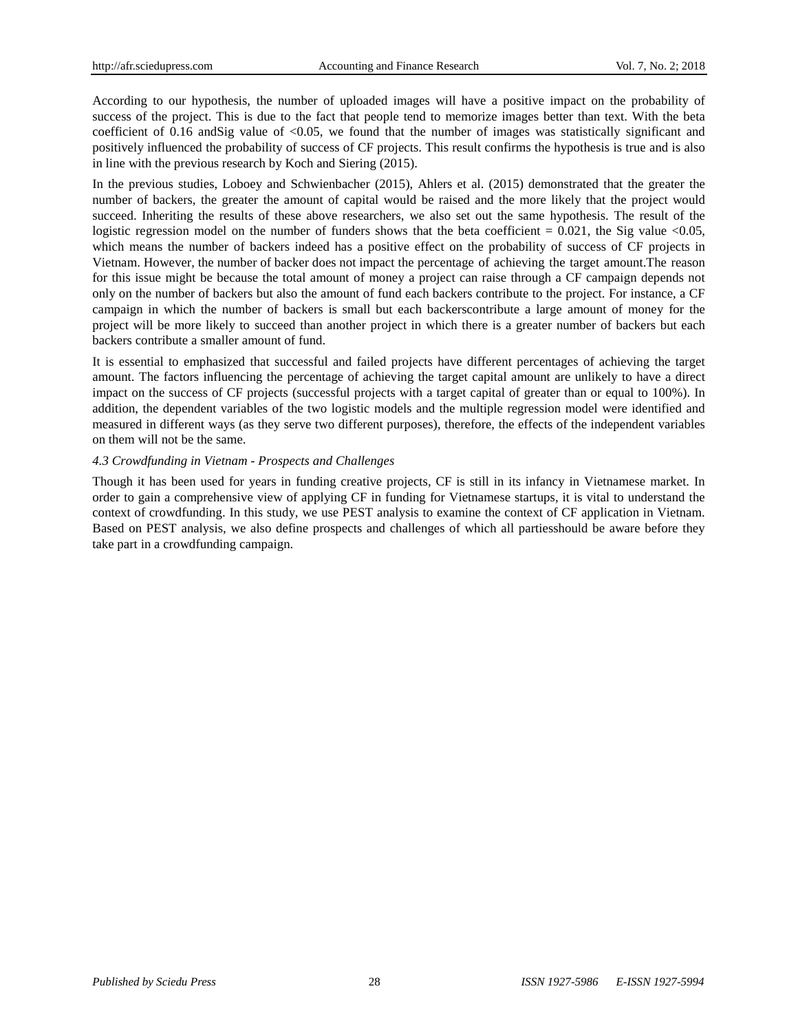According to our hypothesis, the number of uploaded images will have a positive impact on the probability of success of the project. This is due to the fact that people tend to memorize images better than text. With the beta coefficient of 0.16 andSig value of <0.05, we found that the number of images was statistically significant and positively influenced the probability of success of CF projects. This result confirms the hypothesis is true and is also in line with the previous research by Koch and Siering (2015).

In the previous studies, Loboey and Schwienbacher (2015), Ahlers et al. (2015) demonstrated that the greater the number of backers, the greater the amount of capital would be raised and the more likely that the project would succeed. Inheriting the results of these above researchers, we also set out the same hypothesis. The result of the logistic regression model on the number of funders shows that the beta coefficient = 0.021, the Sig value <0.05, which means the number of backers indeed has a positive effect on the probability of success of CF projects in Vietnam. However, the number of backer does not impact the percentage of achieving the target amount.The reason for this issue might be because the total amount of money a project can raise through a CF campaign depends not only on the number of backers but also the amount of fund each backers contribute to the project. For instance, a CF campaign in which the number of backers is small but each backerscontribute a large amount of money for the project will be more likely to succeed than another project in which there is a greater number of backers but each backers contribute a smaller amount of fund.

It is essential to emphasized that successful and failed projects have different percentages of achieving the target amount. The factors influencing the percentage of achieving the target capital amount are unlikely to have a direct impact on the success of CF projects (successful projects with a target capital of greater than or equal to 100%). In addition, the dependent variables of the two logistic models and the multiple regression model were identified and measured in different ways (as they serve two different purposes), therefore, the effects of the independent variables on them will not be the same.

### *4.3 Crowdfunding in Vietnam - Prospects and Challenges*

Though it has been used for years in funding creative projects, CF is still in its infancy in Vietnamese market. In order to gain a comprehensive view of applying CF in funding for Vietnamese startups, it is vital to understand the context of crowdfunding. In this study, we use PEST analysis to examine the context of CF application in Vietnam. Based on PEST analysis, we also define prospects and challenges of which all partiesshould be aware before they take part in a crowdfunding campaign.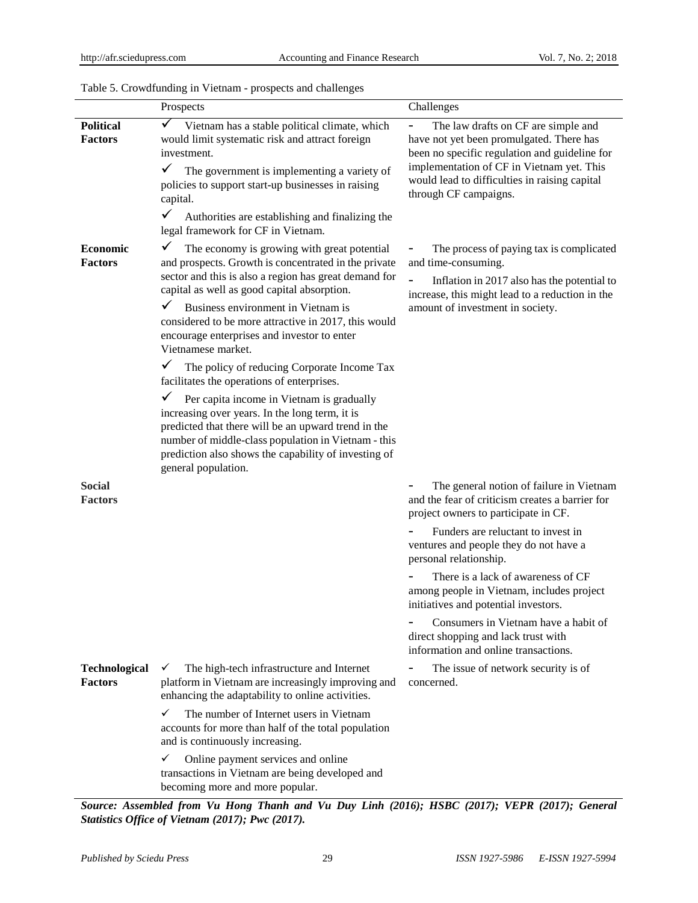Table 5. Crowdfunding in Vietnam - prospects and challenges

| | Prospects | Challenges |
|---|---|---|
| **Political Factors** | ✓ Vietnam has a stable political climate, which would limit systematic risk and attract foreign investment.<br>✓ The government is implementing a variety of policies to support start-up businesses in raising capital.<br>✓ Authorities are establishing and finalizing the legal framework for CF in Vietnam. | - The law drafts on CF are simple and have not yet been promulgated. There has been no specific regulation and guideline for implementation of CF in Vietnam yet. This would lead to difficulties in raising capital through CF campaigns. |
| **Economic Factors** | ✓ The economy is growing with great potential and prospects. Growth is concentrated in the private sector and this is also a region has great demand for capital as well as good capital absorption.<br>✓ Business environment in Vietnam is considered to be more attractive in 2017, this would encourage enterprises and investor to enter Vietnamese market.<br>✓ The policy of reducing Corporate Income Tax facilitates the operations of enterprises.<br>✓ Per capita income in Vietnam is gradually increasing over years. In the long term, it is predicted that there will be an upward trend in the number of middle-class population in Vietnam - this prediction also shows the capability of investing of general population. | - The process of paying tax is complicated and time-consuming.<br>- Inflation in 2017 also has the potential to increase, this might lead to a reduction in the amount of investment in society. |
| **Social Factors** | | - The general notion of failure in Vietnam and the fear of criticism creates a barrier for project owners to participate in CF.<br>- Funders are reluctant to invest in ventures and people they do not have a personal relationship.<br>- There is a lack of awareness of CF among people in Vietnam, includes project initiatives and potential investors.<br>- Consumers in Vietnam have a habit of direct shopping and lack trust with information and online transactions. |
| **Technological Factors** | ✓ The high-tech infrastructure and Internet platform in Vietnam are increasingly improving and enhancing the adaptability to online activities.<br>✓ The number of Internet users in Vietnam accounts for more than half of the total population and is continuously increasing.<br>✓ Online payment services and online transactions in Vietnam are being developed and becoming more and more popular. | - The issue of network security is of concerned. |

***Source: Assembled from Vu Hong Thanh and Vu Duy Linh (2016); HSBC (2017); VEPR (2017); General Statistics Office of Vietnam (2017); Pwc (2017).***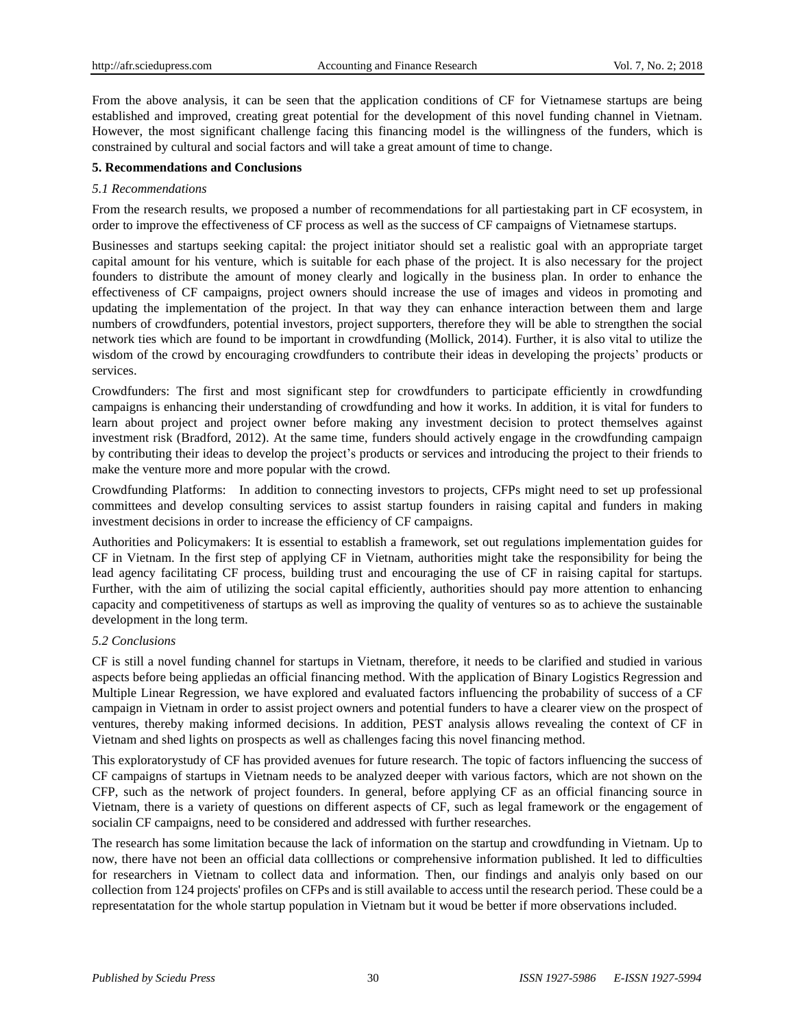From the above analysis, it can be seen that the application conditions of CF for Vietnamese startups are being established and improved, creating great potential for the development of this novel funding channel in Vietnam. However, the most significant challenge facing this financing model is the willingness of the funders, which is constrained by cultural and social factors and will take a great amount of time to change.

## 5. Recommendations and Conclusions

### *5.1 Recommendations*

From the research results, we proposed a number of recommendations for all partiestaking part in CF ecosystem, in order to improve the effectiveness of CF process as well as the success of CF campaigns of Vietnamese startups.

Businesses and startups seeking capital: the project initiator should set a realistic goal with an appropriate target capital amount for his venture, which is suitable for each phase of the project. It is also necessary for the project founders to distribute the amount of money clearly and logically in the business plan. In order to enhance the effectiveness of CF campaigns, project owners should increase the use of images and videos in promoting and updating the implementation of the project. In that way they can enhance interaction between them and large numbers of crowdfunders, potential investors, project supporters, therefore they will be able to strengthen the social network ties which are found to be important in crowdfunding (Mollick, 2014). Further, it is also vital to utilize the wisdom of the crowd by encouraging crowdfunders to contribute their ideas in developing the projects' products or services.

Crowdfunders: The first and most significant step for crowdfunders to participate efficiently in crowdfunding campaigns is enhancing their understanding of crowdfunding and how it works. In addition, it is vital for funders to learn about project and project owner before making any investment decision to protect themselves against investment risk (Bradford, 2012). At the same time, funders should actively engage in the crowdfunding campaign by contributing their ideas to develop the project's products or services and introducing the project to their friends to make the venture more and more popular with the crowd.

Crowdfunding Platforms: In addition to connecting investors to projects, CFPs might need to set up professional committees and develop consulting services to assist startup founders in raising capital and funders in making investment decisions in order to increase the efficiency of CF campaigns.

Authorities and Policymakers: It is essential to establish a framework, set out regulations implementation guides for CF in Vietnam. In the first step of applying CF in Vietnam, authorities might take the responsibility for being the lead agency facilitating CF process, building trust and encouraging the use of CF in raising capital for startups. Further, with the aim of utilizing the social capital efficiently, authorities should pay more attention to enhancing capacity and competitiveness of startups as well as improving the quality of ventures so as to achieve the sustainable development in the long term.

### *5.2 Conclusions*

CF is still a novel funding channel for startups in Vietnam, therefore, it needs to be clarified and studied in various aspects before being appliedas an official financing method. With the application of Binary Logistics Regression and Multiple Linear Regression, we have explored and evaluated factors influencing the probability of success of a CF campaign in Vietnam in order to assist project owners and potential funders to have a clearer view on the prospect of ventures, thereby making informed decisions. In addition, PEST analysis allows revealing the context of CF in Vietnam and shed lights on prospects as well as challenges facing this novel financing method.

This exploratorystudy of CF has provided avenues for future research. The topic of factors influencing the success of CF campaigns of startups in Vietnam needs to be analyzed deeper with various factors, which are not shown on the CFP, such as the network of project founders. In general, before applying CF as an official financing source in Vietnam, there is a variety of questions on different aspects of CF, such as legal framework or the engagement of socialin CF campaigns, need to be considered and addressed with further researches.

The research has some limitation because the lack of information on the startup and crowdfunding in Vietnam. Up to now, there have not been an official data colllections or comprehensive information published. It led to difficulties for researchers in Vietnam to collect data and information. Then, our findings and analyis only based on our collection from 124 projects' profiles on CFPs and is still available to access until the research period. These could be a representatation for the whole startup population in Vietnam but it woud be better if more observations included.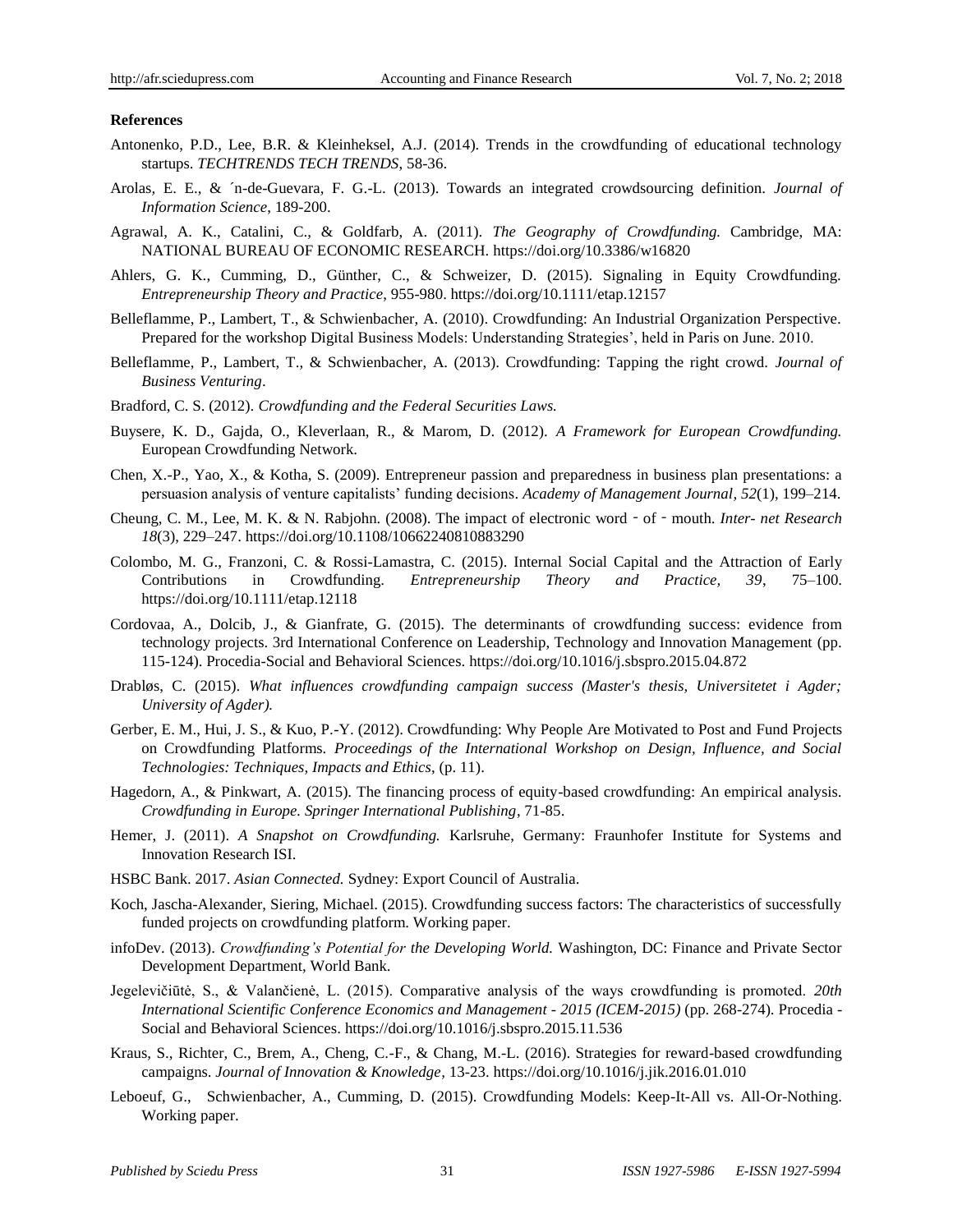**References**

Antonenko, P.D., Lee, B.R. & Kleinheksel, A.J. (2014). Trends in the crowdfunding of educational technology startups. *TECHTRENDS TECH TRENDS*, 58-36.

Arolas, E. E., & ´n-de-Guevara, F. G.-L. (2013). Towards an integrated crowdsourcing definition. *Journal of Information Science*, 189-200.

Agrawal, A. K., Catalini, C., & Goldfarb, A. (2011). *The Geography of Crowdfunding.* Cambridge, MA: NATIONAL BUREAU OF ECONOMIC RESEARCH. https://doi.org/10.3386/w16820

Ahlers, G. K., Cumming, D., Günther, C., & Schweizer, D. (2015). Signaling in Equity Crowdfunding. *Entrepreneurship Theory and Practice*, 955-980. https://doi.org/10.1111/etap.12157

Belleflamme, P., Lambert, T., & Schwienbacher, A. (2010). Crowdfunding: An Industrial Organization Perspective. Prepared for the workshop Digital Business Models: Understanding Strategies', held in Paris on June. 2010.

Belleflamme, P., Lambert, T., & Schwienbacher, A. (2013). Crowdfunding: Tapping the right crowd. *Journal of Business Venturing*.

Bradford, C. S. (2012). *Crowdfunding and the Federal Securities Laws.*

Buysere, K. D., Gajda, O., Kleverlaan, R., & Marom, D. (2012). *A Framework for European Crowdfunding.* European Crowdfunding Network.

Chen, X.-P., Yao, X., & Kotha, S. (2009). Entrepreneur passion and preparedness in business plan presentations: a persuasion analysis of venture capitalists' funding decisions. *Academy of Management Journal, 52*(1), 199–214.

Cheung, C. M., Lee, M. K. & N. Rabjohn. (2008). The impact of electronic word ‐ of ‐ mouth. *Inter- net Research 18*(3), 229–247. https://doi.org/10.1108/10662240810883290

Colombo, M. G., Franzoni, C. & Rossi-Lamastra, C. (2015). Internal Social Capital and the Attraction of Early Contributions in Crowdfunding. *Entrepreneurship Theory and Practice, 39*, 75–100. https://doi.org/10.1111/etap.12118

Cordovaa, A., Dolcib, J., & Gianfrate, G. (2015). The determinants of crowdfunding success: evidence from technology projects. 3rd International Conference on Leadership, Technology and Innovation Management (pp. 115-124). Procedia-Social and Behavioral Sciences. https://doi.org/10.1016/j.sbspro.2015.04.872

Drabløs, C. (2015). *What influences crowdfunding campaign success (Master's thesis, Universitetet i Agder; University of Agder).*

Gerber, E. M., Hui, J. S., & Kuo, P.-Y. (2012). Crowdfunding: Why People Are Motivated to Post and Fund Projects on Crowdfunding Platforms. *Proceedings of the International Workshop on Design, Influence, and Social Technologies: Techniques, Impacts and Ethics*, (p. 11).

Hagedorn, A., & Pinkwart, A. (2015). The financing process of equity-based crowdfunding: An empirical analysis. *Crowdfunding in Europe. Springer International Publishing*, 71-85.

Hemer, J. (2011). *A Snapshot on Crowdfunding.* Karlsruhe, Germany: Fraunhofer Institute for Systems and Innovation Research ISI.

HSBC Bank. 2017. *Asian Connected.* Sydney: Export Council of Australia.

Koch, Jascha-Alexander, Siering, Michael. (2015). Crowdfunding success factors: The characteristics of successfully funded projects on crowdfunding platform. Working paper.

infoDev. (2013). *Crowdfunding's Potential for the Developing World.* Washington, DC: Finance and Private Sector Development Department, World Bank.

Jegelevičiūtė, S., & Valančienė, L. (2015). Comparative analysis of the ways crowdfunding is promoted. *20th International Scientific Conference Economics and Management - 2015 (ICEM-2015)* (pp. 268-274). Procedia - Social and Behavioral Sciences. https://doi.org/10.1016/j.sbspro.2015.11.536

Kraus, S., Richter, C., Brem, A., Cheng, C.-F., & Chang, M.-L. (2016). Strategies for reward-based crowdfunding campaigns. *Journal of Innovation & Knowledge*, 13-23. https://doi.org/10.1016/j.jik.2016.01.010

Leboeuf, G., Schwienbacher, A., Cumming, D. (2015). Crowdfunding Models: Keep-It-All vs. All-Or-Nothing. Working paper.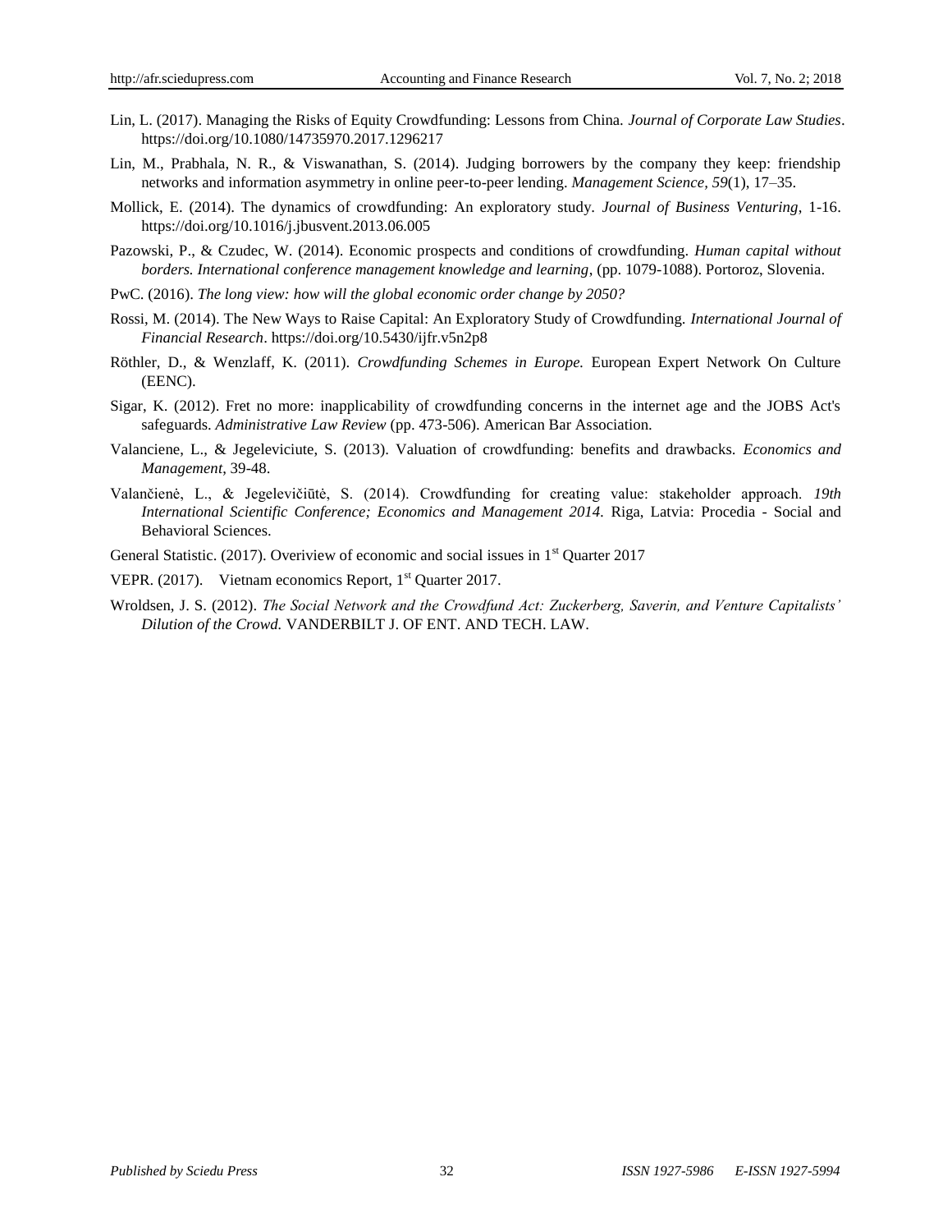Lin, L. (2017). Managing the Risks of Equity Crowdfunding: Lessons from China. *Journal of Corporate Law Studies*. https://doi.org/10.1080/14735970.2017.1296217

Lin, M., Prabhala, N. R., & Viswanathan, S. (2014). Judging borrowers by the company they keep: friendship networks and information asymmetry in online peer-to-peer lending. *Management Science, 59*(1), 17–35.

Mollick, E. (2014). The dynamics of crowdfunding: An exploratory study. *Journal of Business Venturing*, 1-16. https://doi.org/10.1016/j.jbusvent.2013.06.005

Pazowski, P., & Czudec, W. (2014). Economic prospects and conditions of crowdfunding. *Human capital without borders. International conference management knowledge and learning*, (pp. 1079-1088). Portoroz, Slovenia.

PwC. (2016). *The long view: how will the global economic order change by 2050?*

Rossi, M. (2014). The New Ways to Raise Capital: An Exploratory Study of Crowdfunding. *International Journal of Financial Research*. https://doi.org/10.5430/ijfr.v5n2p8

Röthler, D., & Wenzlaff, K. (2011). *Crowdfunding Schemes in Europe.* European Expert Network On Culture (EENC).

Sigar, K. (2012). Fret no more: inapplicability of crowdfunding concerns in the internet age and the JOBS Act's safeguards. *Administrative Law Review* (pp. 473-506). American Bar Association.

Valanciene, L., & Jegeleviciute, S. (2013). Valuation of crowdfunding: benefits and drawbacks. *Economics and Management*, 39-48.

Valančienė, L., & Jegelevičiūtė, S. (2014). Crowdfunding for creating value: stakeholder approach. *19th International Scientific Conference; Economics and Management 2014*. Riga, Latvia: Procedia - Social and Behavioral Sciences.

General Statistic. (2017). Overiview of economic and social issues in 1st Quarter 2017

VEPR. (2017). Vietnam economics Report, 1st Quarter 2017.

Wroldsen, J. S. (2012). *The Social Network and the Crowdfund Act: Zuckerberg, Saverin, and Venture Capitalists' Dilution of the Crowd.* VANDERBILT J. OF ENT. AND TECH. LAW.